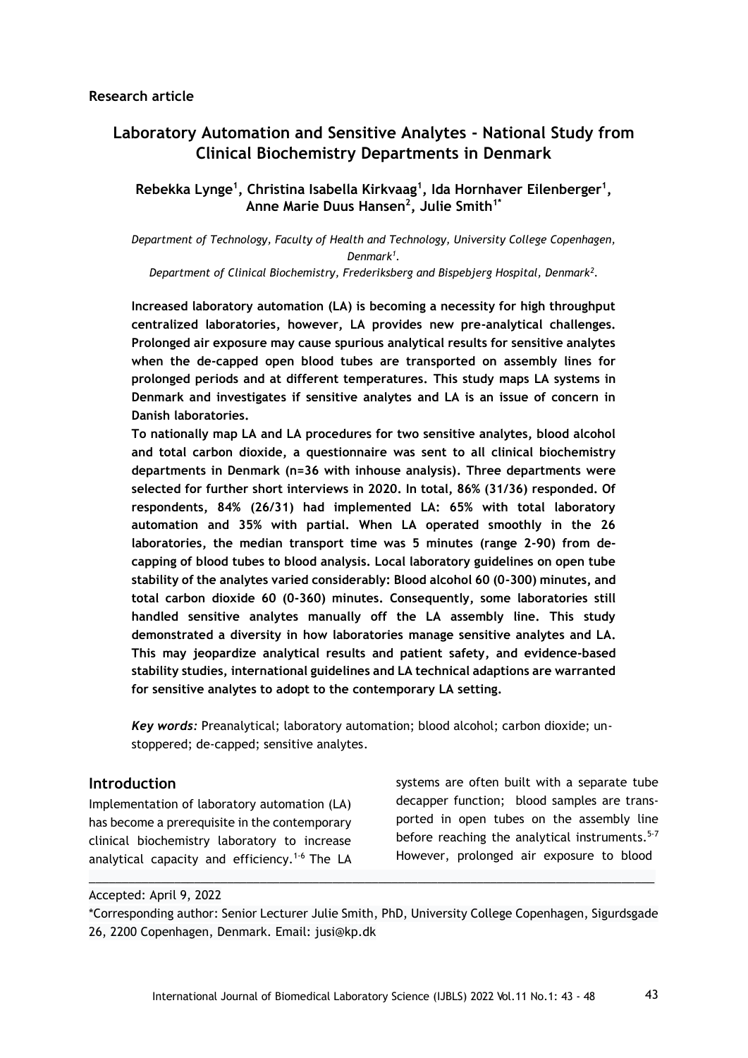**Research article**

# Laboratory Automation and Sensitive Analytes - National Study from Clinical Biochemistry Departments in Denmark

**Rebekka Lynge[1], Christina Isabella Kirkvaag[1], Ida Hornhaver Eilenberger[1], Anne Marie Duus Hansen[2], Julie Smith[1*]**

*Department of Technology, Faculty of Health and Technology, University College Copenhagen, Denmark[1].*
*Department of Clinical Biochemistry, Frederiksberg and Bispebjerg Hospital, Denmark[2].*

**Increased laboratory automation (LA) is becoming a necessity for high throughput centralized laboratories, however, LA provides new pre-analytical challenges. Prolonged air exposure may cause spurious analytical results for sensitive analytes when the de-capped open blood tubes are transported on assembly lines for prolonged periods and at different temperatures. This study maps LA systems in Denmark and investigates if sensitive analytes and LA is an issue of concern in Danish laboratories.**

**To nationally map LA and LA procedures for two sensitive analytes, blood alcohol and total carbon dioxide, a questionnaire was sent to all clinical biochemistry departments in Denmark (n=36 with inhouse analysis). Three departments were selected for further short interviews in 2020. In total, 86% (31/36) responded. Of respondents, 84% (26/31) had implemented LA: 65% with total laboratory automation and 35% with partial. When LA operated smoothly in the 26 laboratories, the median transport time was 5 minutes (range 2-90) from de-capping of blood tubes to blood analysis. Local laboratory guidelines on open tube stability of the analytes varied considerably: Blood alcohol 60 (0-300) minutes, and total carbon dioxide 60 (0-360) minutes. Consequently, some laboratories still handled sensitive analytes manually off the LA assembly line. This study demonstrated a diversity in how laboratories manage sensitive analytes and LA. This may jeopardize analytical results and patient safety, and evidence-based stability studies, international guidelines and LA technical adaptions are warranted for sensitive analytes to adopt to the contemporary LA setting.**

***Key words:*** Preanalytical; laboratory automation; blood alcohol; carbon dioxide; un-stoppered; de-capped; sensitive analytes.

## Introduction

Implementation of laboratory automation (LA) has become a prerequisite in the contemporary clinical biochemistry laboratory to increase analytical capacity and efficiency.[1-6] The LA systems are often built with a separate tube decapper function; blood samples are transported in open tubes on the assembly line before reaching the analytical instruments.[5-7] However, prolonged air exposure to blood

---

Accepted: April 9, 2022

*Corresponding author: Senior Lecturer Julie Smith, PhD, University College Copenhagen, Sigurdsgade 26, 2200 Copenhagen, Denmark. Email: jusi@kp.dk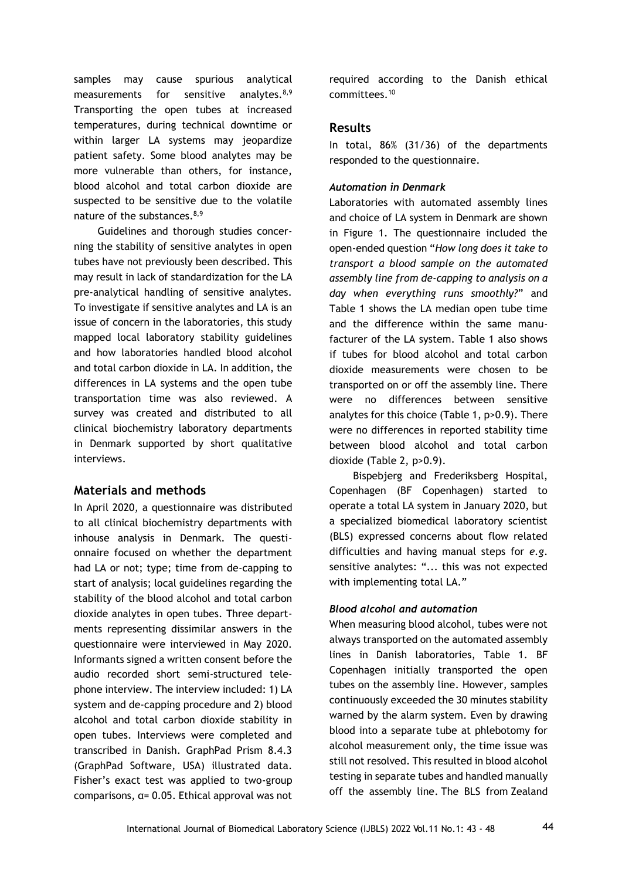samples may cause spurious analytical measurements for sensitive analytes.[8,9] Transporting the open tubes at increased temperatures, during technical downtime or within larger LA systems may jeopardize patient safety. Some blood analytes may be more vulnerable than others, for instance, blood alcohol and total carbon dioxide are suspected to be sensitive due to the volatile nature of the substances.[8,9]

Guidelines and thorough studies concerning the stability of sensitive analytes in open tubes have not previously been described. This may result in lack of standardization for the LA pre-analytical handling of sensitive analytes. To investigate if sensitive analytes and LA is an issue of concern in the laboratories, this study mapped local laboratory stability guidelines and how laboratories handled blood alcohol and total carbon dioxide in LA. In addition, the differences in LA systems and the open tube transportation time was also reviewed. A survey was created and distributed to all clinical biochemistry laboratory departments in Denmark supported by short qualitative interviews.

## Materials and methods

In April 2020, a questionnaire was distributed to all clinical biochemistry departments with inhouse analysis in Denmark. The questionnaire focused on whether the department had LA or not; type; time from de-capping to start of analysis; local guidelines regarding the stability of the blood alcohol and total carbon dioxide analytes in open tubes. Three departments representing dissimilar answers in the questionnaire were interviewed in May 2020. Informants signed a written consent before the audio recorded short semi-structured telephone interview. The interview included: 1) LA system and de-capping procedure and 2) blood alcohol and total carbon dioxide stability in open tubes. Interviews were completed and transcribed in Danish. GraphPad Prism 8.4.3 (GraphPad Software, USA) illustrated data. Fisher's exact test was applied to two-group comparisons, $\alpha = 0.05$. Ethical approval was not required according to the Danish ethical committees.[10]

## Results

In total, 86% (31/36) of the departments responded to the questionnaire.

### *Automation in Denmark*

Laboratories with automated assembly lines and choice of LA system in Denmark are shown in Figure 1. The questionnaire included the open-ended question "*How long does it take to transport a blood sample on the automated assembly line from de-capping to analysis on a day when everything runs smoothly?*" and Table 1 shows the LA median open tube time and the difference within the same manufacturer of the LA system. Table 1 also shows if tubes for blood alcohol and total carbon dioxide measurements were chosen to be transported on or off the assembly line. There were no differences between sensitive analytes for this choice (Table 1, $p > 0.9$). There were no differences in reported stability time between blood alcohol and total carbon dioxide (Table 2, $p > 0.9$).

Bispebjerg and Frederiksberg Hospital, Copenhagen (BF Copenhagen) started to operate a total LA system in January 2020, but a specialized biomedical laboratory scientist (BLS) expressed concerns about flow related difficulties and having manual steps for *e.g.* sensitive analytes: "... this was not expected with implementing total LA."

### *Blood alcohol and automation*

When measuring blood alcohol, tubes were not always transported on the automated assembly lines in Danish laboratories, Table 1. BF Copenhagen initially transported the open tubes on the assembly line. However, samples continuously exceeded the 30 minutes stability warned by the alarm system. Even by drawing blood into a separate tube at phlebotomy for alcohol measurement only, the time issue was still not resolved. This resulted in blood alcohol testing in separate tubes and handled manually off the assembly line. The BLS from Zealand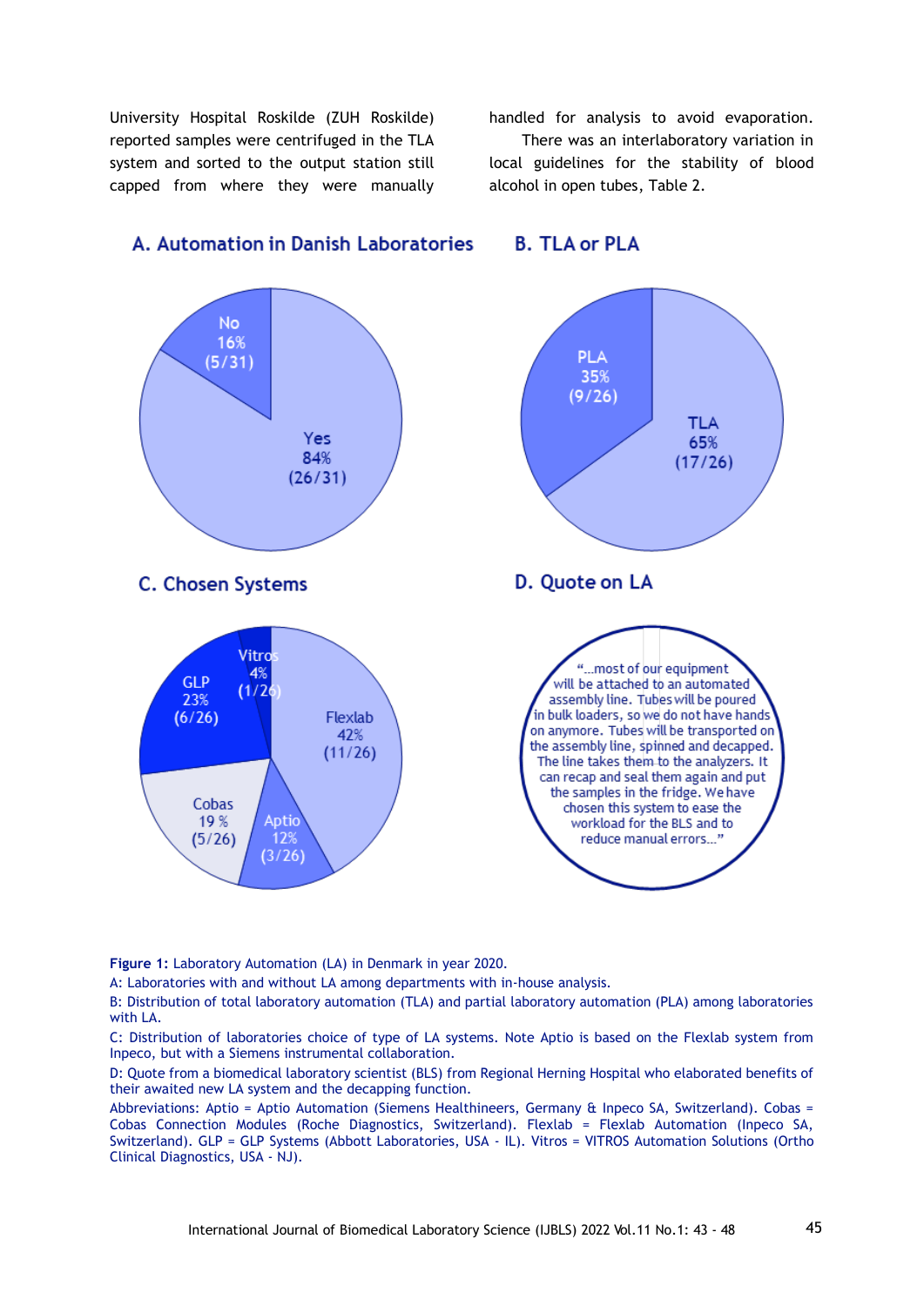University Hospital Roskilde (ZUH Roskilde) reported samples were centrifuged in the TLA system and sorted to the output station still capped from where they were manually handled for analysis to avoid evaporation.

There was an interlaboratory variation in local guidelines for the stability of blood alcohol in open tubes, Table 2.

**A. Automation in Danish Laboratories**

No 16% (5/31)

Yes 84% (26/31)

**B. TLA or PLA**

PLA 35% (9/26)

TLA 65% (17/26)

**C. Chosen Systems**

Vitros 4% (1/26)

GLP 23% (6/26)

Flexlab 42% (11/26)

Cobas 19 % (5/26)

Aptio 12% (3/26)

**D. Quote on LA**

"...most of our equipment will be attached to an automated assembly line. Tubes will be poured in bulk loaders, so we do not have hands on anymore. Tubes will be transported on the assembly line, spinned and decapped. The line takes them to the analyzers. It can recap and seal them again and put the samples in the fridge. We have chosen this system to ease the workload for the BLS and to reduce manual errors..."

**Figure 1:** Laboratory Automation (LA) in Denmark in year 2020.

A: Laboratories with and without LA among departments with in-house analysis.

B: Distribution of total laboratory automation (TLA) and partial laboratory automation (PLA) among laboratories with LA.

C: Distribution of laboratories choice of type of LA systems. Note Aptio is based on the Flexlab system from Inpeco, but with a Siemens instrumental collaboration.

D: Quote from a biomedical laboratory scientist (BLS) from Regional Herning Hospital who elaborated benefits of their awaited new LA system and the decapping function.

Abbreviations: Aptio = Aptio Automation (Siemens Healthineers, Germany & Inpeco SA, Switzerland). Cobas = Cobas Connection Modules (Roche Diagnostics, Switzerland). Flexlab = Flexlab Automation (Inpeco SA, Switzerland). GLP = GLP Systems (Abbott Laboratories, USA - IL). Vitros = VITROS Automation Solutions (Ortho Clinical Diagnostics, USA - NJ).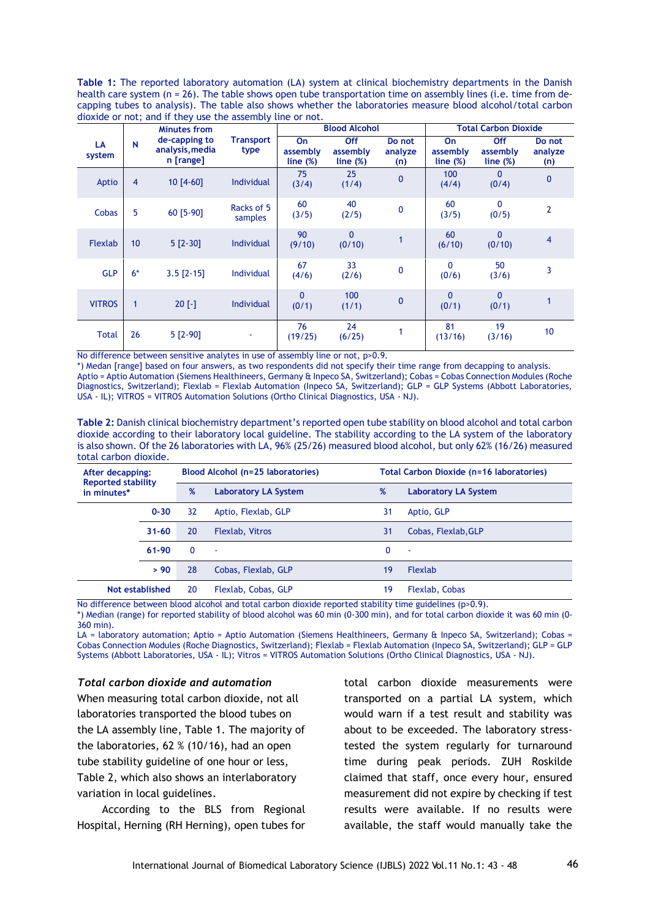**Table 1:** The reported laboratory automation (LA) system at clinical biochemistry departments in the Danish health care system (n = 26). The table shows open tube transportation time on assembly lines (i.e. time from de-capping tubes to analysis). The table also shows whether the laboratories measure blood alcohol/total carbon dioxide or not; and if they use the assembly line or not.

| LA system | N | Minutes from de-capping to analysis, median [range] | Transport type | Blood Alcohol | | | Total Carbon Dioxide | | |
|---|---|---|---|---|---|---|---|---|---|
| | | | | On assembly line (%) | Off assembly line (%) | Do not analyze (n) | On assembly line (%) | Off assembly line (%) | Do not analyze (n) |
| Aptio | 4 | 10 [4-60] | Individual | 75 (3/4) | 25 (1/4) | 0 | 100 (4/4) | 0 (0/4) | 0 |
| Cobas | 5 | 60 [5-90] | Racks of 5 samples | 60 (3/5) | 40 (2/5) | 0 | 60 (3/5) | 0 (0/5) | 2 |
| Flexlab | 10 | 5 [2-30] | Individual | 90 (9/10) | 0 (0/10) | 1 | 60 (6/10) | 0 (0/10) | 4 |
| GLP | 6* | 3.5 [2-15] | Individual | 67 (4/6) | 33 (2/6) | 0 | 0 (0/6) | 50 (3/6) | 3 |
| VITROS | 1 | 20 [-] | Individual | 0 (0/1) | 100 (1/1) | 0 | 0 (0/1) | 0 (0/1) | 1 |
| Total | 26 | 5 [2-90] | - | 76 (19/25) | 24 (6/25) | 1 | 81 (13/16) | 19 (3/16) | 10 |

No difference between sensitive analytes in use of assembly line or not, p>0.9.
*) Medan [range] based on four answers, as two respondents did not specify their time range from decapping to analysis.
Aptio = Aptio Automation (Siemens Healthineers, Germany & Inpeco SA, Switzerland); Cobas = Cobas Connection Modules (Roche Diagnostics, Switzerland); Flexlab = Flexlab Automation (Inpeco SA, Switzerland); GLP = GLP Systems (Abbott Laboratories, USA - IL); VITROS = VITROS Automation Solutions (Ortho Clinical Diagnostics, USA - NJ).

**Table 2:** Danish clinical biochemistry department's reported open tube stability on blood alcohol and total carbon dioxide according to their laboratory local guideline. The stability according to the LA system of the laboratory is also shown. Of the 26 laboratories with LA, 96% (25/26) measured blood alcohol, but only 62% (16/26) measured total carbon dioxide.

| After decapping: Reported stability in minutes* | Blood Alcohol (n=25 laboratories) | | Total Carbon Dioxide (n=16 laboratories) | |
|---|---|---|---|---|
| | % | Laboratory LA System | % | Laboratory LA System |
| 0-30 | 32 | Aptio, Flexlab, GLP | 31 | Aptio, GLP |
| 31-60 | 20 | Flexlab, Vitros | 31 | Cobas, Flexlab,GLP |
| 61-90 | 0 | - | 0 | - |
| > 90 | 28 | Cobas, Flexlab, GLP | 19 | Flexlab |
| Not established | 20 | Flexlab, Cobas, GLP | 19 | Flexlab, Cobas |

No difference between blood alcohol and total carbon dioxide reported stability time guidelines (p>0.9).
*) Median (range) for reported stability of blood alcohol was 60 min (0-300 min), and for total carbon dioxide it was 60 min (0-360 min).
LA = laboratory automation; Aptio = Aptio Automation (Siemens Healthineers, Germany & Inpeco SA, Switzerland); Cobas = Cobas Connection Modules (Roche Diagnostics, Switzerland); Flexlab = Flexlab Automation (Inpeco SA, Switzerland); GLP = GLP Systems (Abbott Laboratories, USA - IL); Vitros = VITROS Automation Solutions (Ortho Clinical Diagnostics, USA - NJ).

### *Total carbon dioxide and automation*

When measuring total carbon dioxide, not all laboratories transported the blood tubes on the LA assembly line, Table 1. The majority of the laboratories, 62 % (10/16), had an open tube stability guideline of one hour or less, Table 2, which also shows an interlaboratory variation in local guidelines.

According to the BLS from Regional Hospital, Herning (RH Herning), open tubes for total carbon dioxide measurements were transported on a partial LA system, which would warn if a test result and stability was about to be exceeded. The laboratory stress-tested the system regularly for turnaround time during peak periods. ZUH Roskilde claimed that staff, once every hour, ensured measurement did not expire by checking if test results were available. If no results were available, the staff would manually take the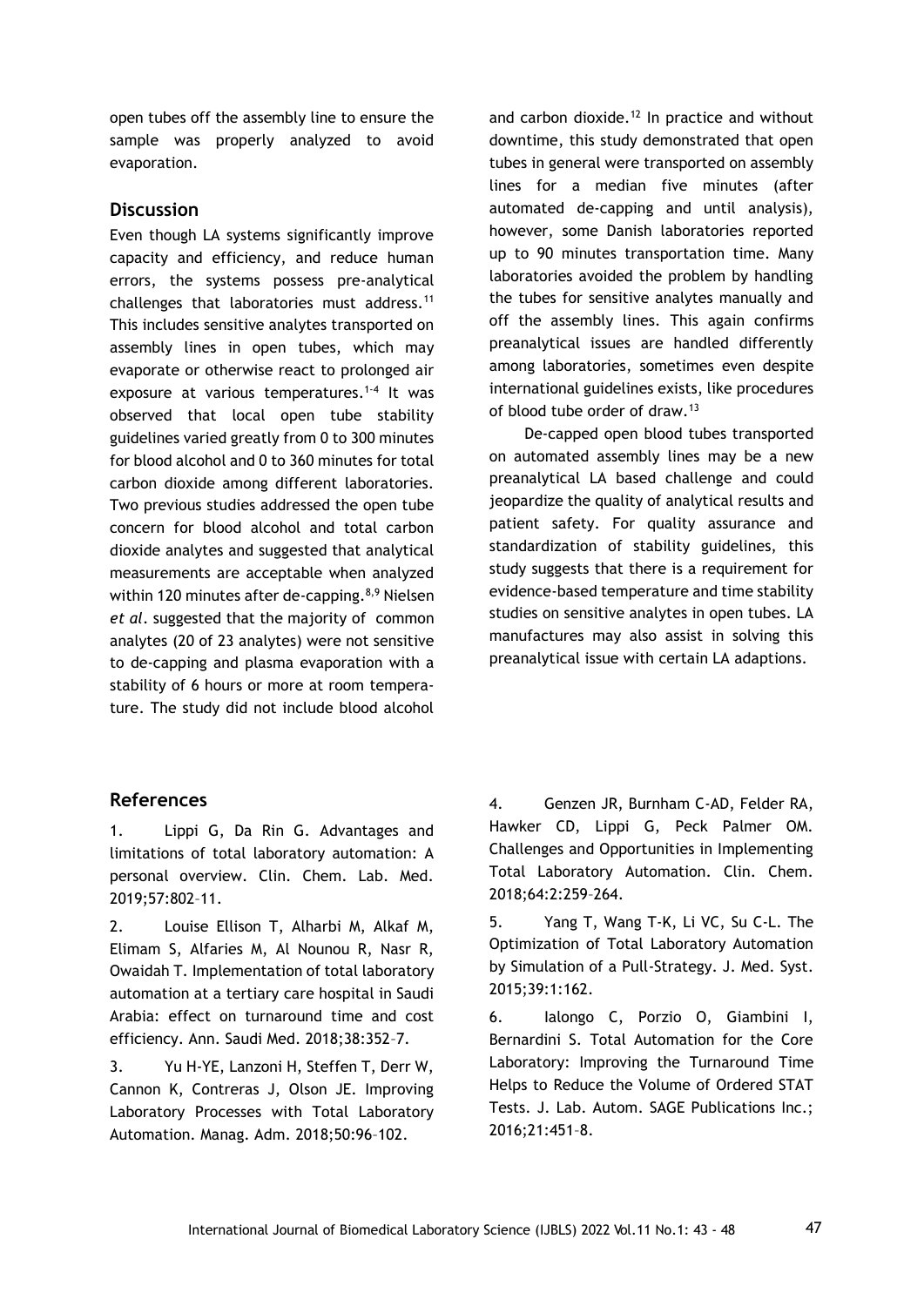open tubes off the assembly line to ensure the sample was properly analyzed to avoid evaporation.

## Discussion

Even though LA systems significantly improve capacity and efficiency, and reduce human errors, the systems possess pre-analytical challenges that laboratories must address.[11] This includes sensitive analytes transported on assembly lines in open tubes, which may evaporate or otherwise react to prolonged air exposure at various temperatures.[1-4] It was observed that local open tube stability guidelines varied greatly from 0 to 300 minutes for blood alcohol and 0 to 360 minutes for total carbon dioxide among different laboratories. Two previous studies addressed the open tube concern for blood alcohol and total carbon dioxide analytes and suggested that analytical measurements are acceptable when analyzed within 120 minutes after de-capping.[8,9] Nielsen *et al*. suggested that the majority of common analytes (20 of 23 analytes) were not sensitive to de-capping and plasma evaporation with a stability of 6 hours or more at room temperature. The study did not include blood alcohol and carbon dioxide.[12] In practice and without downtime, this study demonstrated that open tubes in general were transported on assembly lines for a median five minutes (after automated de-capping and until analysis), however, some Danish laboratories reported up to 90 minutes transportation time. Many laboratories avoided the problem by handling the tubes for sensitive analytes manually and off the assembly lines. This again confirms preanalytical issues are handled differently among laboratories, sometimes even despite international guidelines exists, like procedures of blood tube order of draw.[13]

De-capped open blood tubes transported on automated assembly lines may be a new preanalytical LA based challenge and could jeopardize the quality of analytical results and patient safety. For quality assurance and standardization of stability guidelines, this study suggests that there is a requirement for evidence-based temperature and time stability studies on sensitive analytes in open tubes. LA manufactures may also assist in solving this preanalytical issue with certain LA adaptions.

## References

1. Lippi G, Da Rin G. Advantages and limitations of total laboratory automation: A personal overview. Clin. Chem. Lab. Med. 2019;57:802–11.

2. Louise Ellison T, Alharbi M, Alkaf M, Elimam S, Alfaries M, Al Nounou R, Nasr R, Owaidah T. Implementation of total laboratory automation at a tertiary care hospital in Saudi Arabia: effect on turnaround time and cost efficiency. Ann. Saudi Med. 2018;38:352–7.

3. Yu H-YE, Lanzoni H, Steffen T, Derr W, Cannon K, Contreras J, Olson JE. Improving Laboratory Processes with Total Laboratory Automation. Manag. Adm. 2018;50:96–102.

4. Genzen JR, Burnham C-AD, Felder RA, Hawker CD, Lippi G, Peck Palmer OM. Challenges and Opportunities in Implementing Total Laboratory Automation. Clin. Chem. 2018;64:2:259–264.

5. Yang T, Wang T-K, Li VC, Su C-L. The Optimization of Total Laboratory Automation by Simulation of a Pull-Strategy. J. Med. Syst. 2015;39:1:162.

6. Ialongo C, Porzio O, Giambini I, Bernardini S. Total Automation for the Core Laboratory: Improving the Turnaround Time Helps to Reduce the Volume of Ordered STAT Tests. J. Lab. Autom. SAGE Publications Inc.; 2016;21:451–8.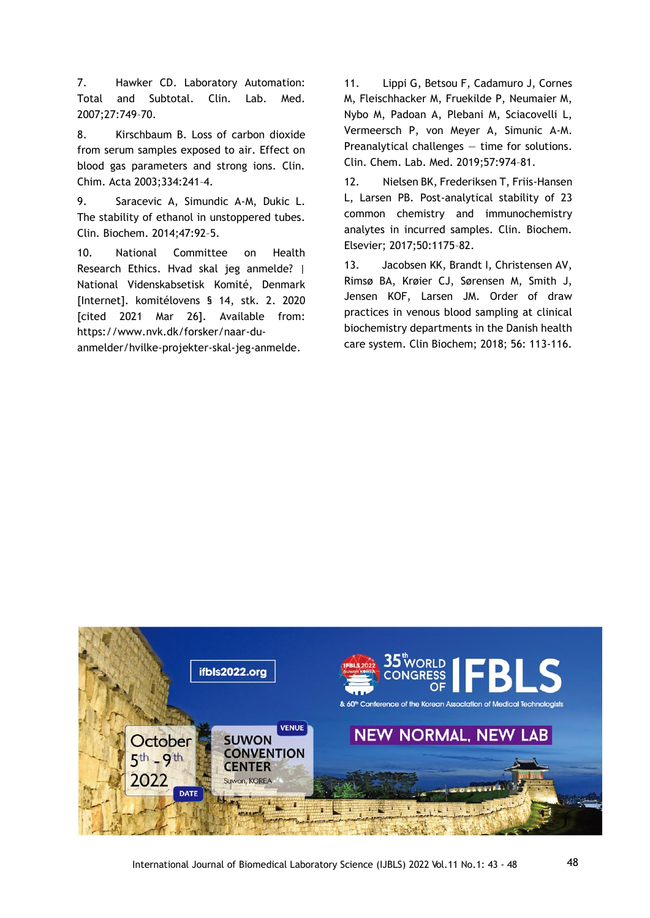7. Hawker CD. Laboratory Automation: Total and Subtotal. Clin. Lab. Med. 2007;27:749–70.

8. Kirschbaum B. Loss of carbon dioxide from serum samples exposed to air. Effect on blood gas parameters and strong ions. Clin. Chim. Acta 2003;334:241–4.

9. Saracevic A, Simundic A-M, Dukic L. The stability of ethanol in unstoppered tubes. Clin. Biochem. 2014;47:92–5.

10. National Committee on Health Research Ethics. Hvad skal jeg anmelde? | National Videnskabsetisk Komité, Denmark [Internet]. komitélovens § 14, stk. 2. 2020 [cited 2021 Mar 26]. Available from: https://www.nvk.dk/forsker/naar-du-anmelder/hvilke-projekter-skal-jeg-anmelde.

11. Lippi G, Betsou F, Cadamuro J, Cornes M, Fleischhacker M, Fruekilde P, Neumaier M, Nybo M, Padoan A, Plebani M, Sciacovelli L, Vermeersch P, von Meyer A, Simunic A-M. Preanalytical challenges — time for solutions. Clin. Chem. Lab. Med. 2019;57:974–81.

12. Nielsen BK, Frederiksen T, Friis-Hansen L, Larsen PB. Post-analytical stability of 23 common chemistry and immunochemistry analytes in incurred samples. Clin. Biochem. Elsevier; 2017;50:1175–82.

13. Jacobsen KK, Brandt I, Christensen AV, Rimsø BA, Krøier CJ, Sørensen M, Smith J, Jensen KOF, Larsen JM. Order of draw practices in venous blood sampling at clinical biochemistry departments in the Danish health care system. Clin Biochem; 2018; 56: 113-116.

ifbls2022.org

IFBLS 2022 Suwon KOREA

35th WORLD CONGRESS OF IFBLS

& 60th Conference of the Korean Association of Medical Technologists

NEW NORMAL, NEW LAB

October 5th - 9th 2022

DATE

VENUE

SUWON CONVENTION CENTER

Suwon, KOREA